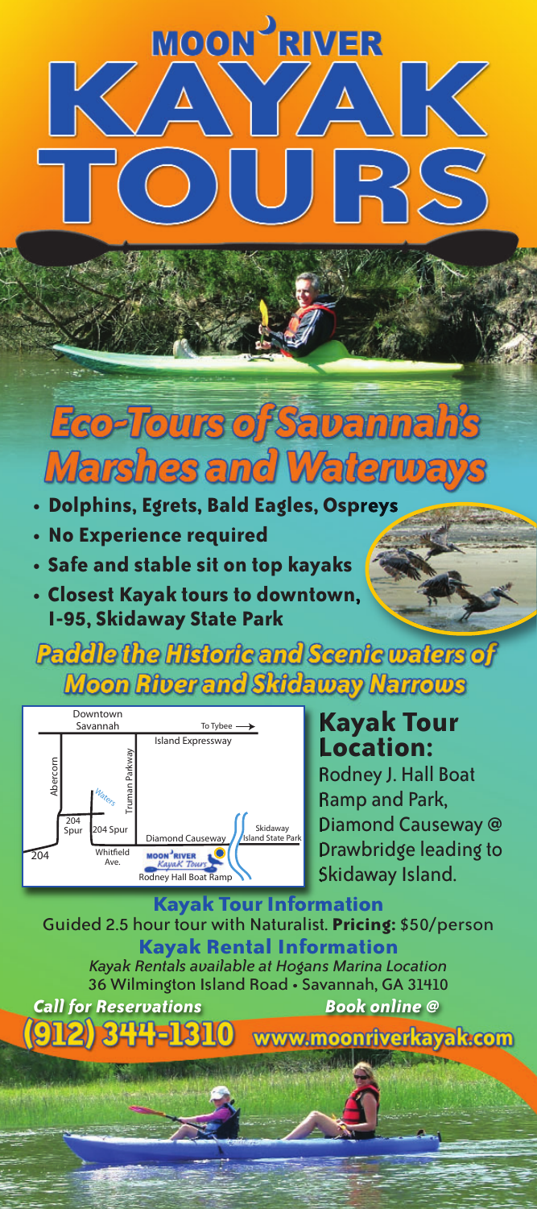# MOON RIVER KAYAK TOURS

## Eco-Tours of Savannah's Marshes and Waterways

- **Dolphins, Egrets, Bald Eagles, Ospreys**
- **No Experience required**
- **Safe and stable sit on top kayaks**
- **Closest Kayak tours to downtown, I-95, Skidaway State Park**

## Paddle the Historic and Scenic waters of Moon River and Skidaway Narrows

Downtown Savannah
To Tybee →
Island Expressway
Abercorn
Truman Parkway
Waters
204 Spur
204 Spur
204
Whitfield Ave.
Diamond Causeway
Skidaway Island State Park
MOON RIVER Kayak Tours
Rodney Hall Boat Ramp

### Kayak Tour Location:

Rodney J. Hall Boat Ramp and Park, Diamond Causeway @ Drawbridge leading to Skidaway Island.

### Kayak Tour Information

Guided 2.5 hour tour with Naturalist. **Pricing:** $50/person

### Kayak Rental Information

*Kayak Rentals available at Hogans Marina Location*
36 Wilmington Island Road • Savannah, GA 31410

***Call for Reservations***
**(912) 344-1310**

***Book online @***
**www.moonriverkayak.com**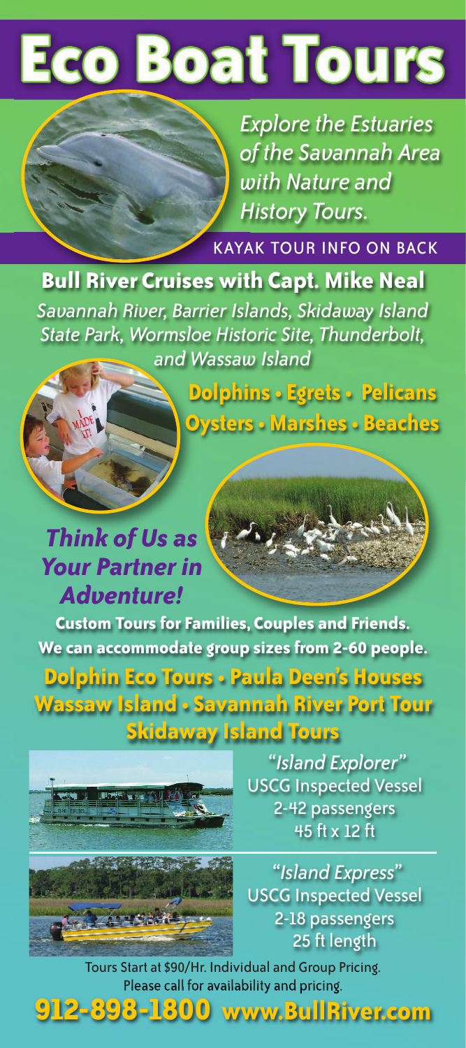# Eco Boat Tours

*Explore the Estuaries of the Savannah Area with Nature and History Tours.*

KAYAK TOUR INFO ON BACK

## Bull River Cruises with Capt. Mike Neal

*Savannah River, Barrier Islands, Skidaway Island State Park, Wormsloe Historic Site, Thunderbolt, and Wassaw Island*

**Dolphins • Egrets • Pelicans**
**Oysters • Marshes • Beaches**

***Think of Us as Your Partner in Adventure!***

**Custom Tours for Families, Couples and Friends.**
**We can accommodate group sizes from 2-60 people.**

**Dolphin Eco Tours • Paula Deen's Houses**
**Wassaw Island • Savannah River Port Tour**
**Skidaway Island Tours**

*"Island Explorer"*
USCG Inspected Vessel
2-42 passengers
45 ft x 12 ft

*"Island Express"*
USCG Inspected Vessel
2-18 passengers
25 ft length

Tours Start at $90/Hr. Individual and Group Pricing.
Please call for availability and pricing.

**912-898-1800 www.BullRiver.com**